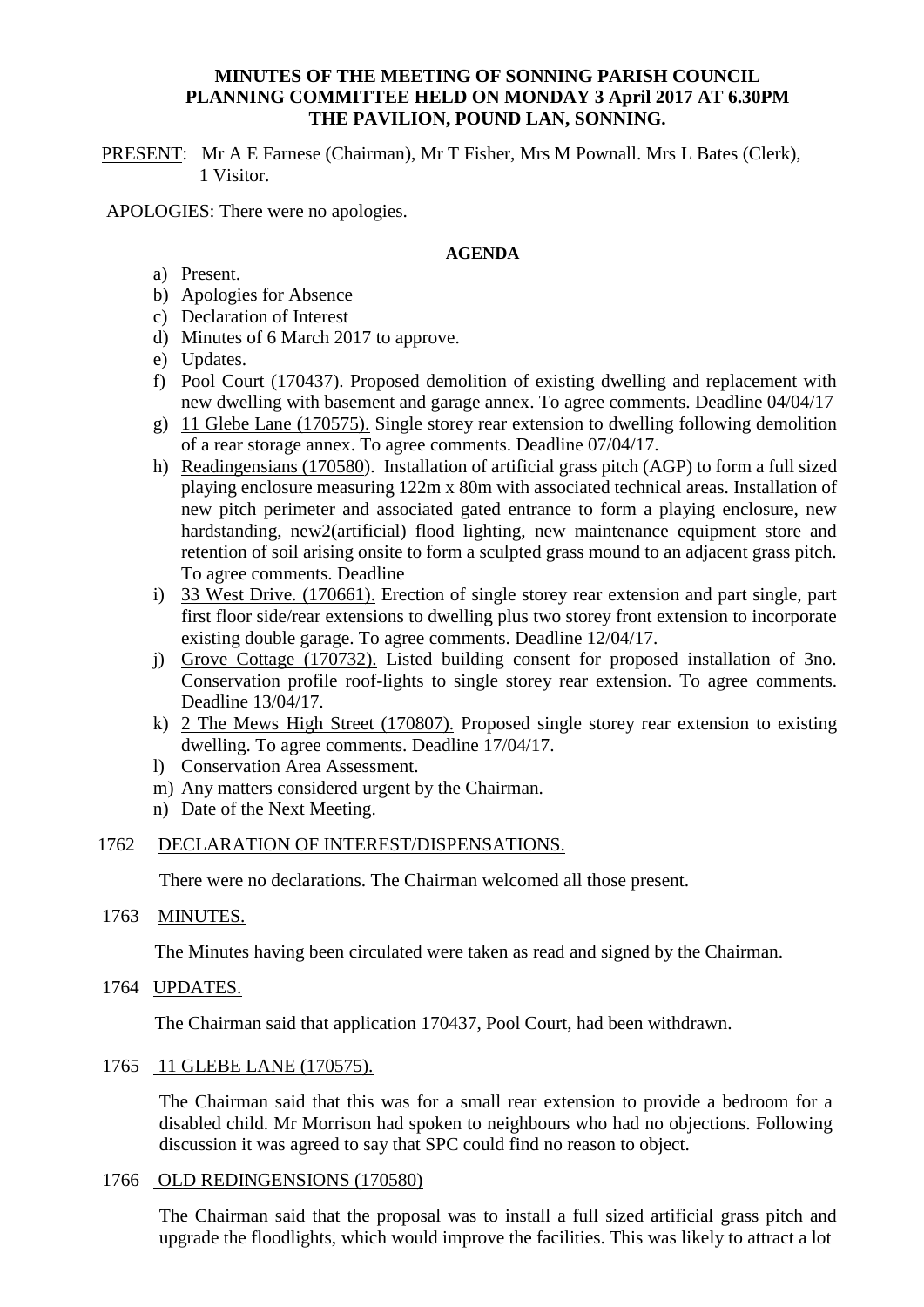**MINUTES OF THE MEETING OF SONNING PARISH COUNCIL PLANNING COMMITTEE HELD ON MONDAY 3 April 2017 AT 6.30PM THE PAVILION, POUND LAN, SONNING.**

PRESENT: Mr A E Farnese (Chairman), Mr T Fisher, Mrs M Pownall. Mrs L Bates (Clerk), 1 Visitor.

APOLOGIES: There were no apologies.

**AGENDA**

a) Present.
b) Apologies for Absence
c) Declaration of Interest
d) Minutes of 6 March 2017 to approve.
e) Updates.
f) Pool Court (170437). Proposed demolition of existing dwelling and replacement with new dwelling with basement and garage annex. To agree comments. Deadline 04/04/17
g) 11 Glebe Lane (170575). Single storey rear extension to dwelling following demolition of a rear storage annex. To agree comments. Deadline 07/04/17.
h) Readingensians (170580). Installation of artificial grass pitch (AGP) to form a full sized playing enclosure measuring 122m x 80m with associated technical areas. Installation of new pitch perimeter and associated gated entrance to form a playing enclosure, new hardstanding, new2(artificial) flood lighting, new maintenance equipment store and retention of soil arising onsite to form a sculpted grass mound to an adjacent grass pitch. To agree comments. Deadline
i) 33 West Drive. (170661). Erection of single storey rear extension and part single, part first floor side/rear extensions to dwelling plus two storey front extension to incorporate existing double garage. To agree comments. Deadline 12/04/17.
j) Grove Cottage (170732). Listed building consent for proposed installation of 3no. Conservation profile roof-lights to single storey rear extension. To agree comments. Deadline 13/04/17.
k) 2 The Mews High Street (170807). Proposed single storey rear extension to existing dwelling. To agree comments. Deadline 17/04/17.
l) Conservation Area Assessment.
m) Any matters considered urgent by the Chairman.
n) Date of the Next Meeting.

1762 DECLARATION OF INTEREST/DISPENSATIONS.

There were no declarations. The Chairman welcomed all those present.

1763 MINUTES.

The Minutes having been circulated were taken as read and signed by the Chairman.

1764 UPDATES.

The Chairman said that application 170437, Pool Court, had been withdrawn.

1765 11 GLEBE LANE (170575).

The Chairman said that this was for a small rear extension to provide a bedroom for a disabled child. Mr Morrison had spoken to neighbours who had no objections. Following discussion it was agreed to say that SPC could find no reason to object.

1766 OLD REDINGENSIONS (170580)

The Chairman said that the proposal was to install a full sized artificial grass pitch and upgrade the floodlights, which would improve the facilities. This was likely to attract a lot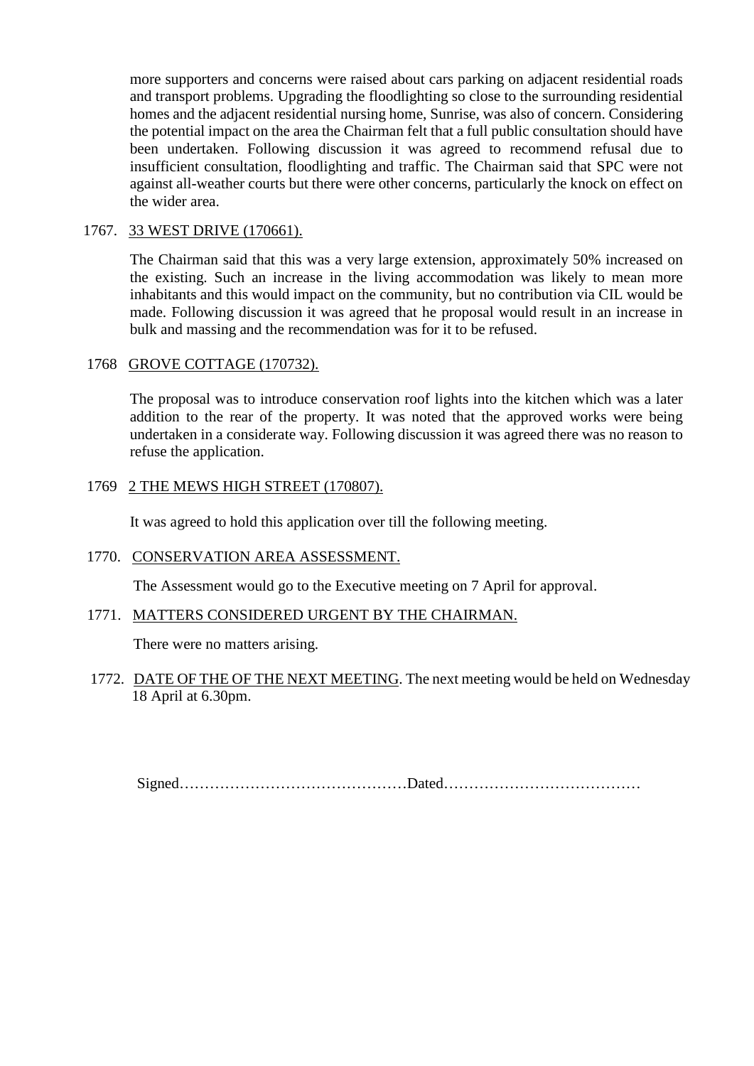more supporters and concerns were raised about cars parking on adjacent residential roads and transport problems. Upgrading the floodlighting so close to the surrounding residential homes and the adjacent residential nursing home, Sunrise, was also of concern. Considering the potential impact on the area the Chairman felt that a full public consultation should have been undertaken. Following discussion it was agreed to recommend refusal due to insufficient consultation, floodlighting and traffic. The Chairman said that SPC were not against all-weather courts but there were other concerns, particularly the knock on effect on the wider area.

1767. <u>33 WEST DRIVE (170661).</u>

The Chairman said that this was a very large extension, approximately 50% increased on the existing. Such an increase in the living accommodation was likely to mean more inhabitants and this would impact on the community, but no contribution via CIL would be made. Following discussion it was agreed that he proposal would result in an increase in bulk and massing and the recommendation was for it to be refused.

1768 <u>GROVE COTTAGE (170732).</u>

The proposal was to introduce conservation roof lights into the kitchen which was a later addition to the rear of the property. It was noted that the approved works were being undertaken in a considerate way. Following discussion it was agreed there was no reason to refuse the application.

1769 <u>2 THE MEWS HIGH STREET (170807).</u>

It was agreed to hold this application over till the following meeting.

1770. <u>CONSERVATION AREA ASSESSMENT.</u>

The Assessment would go to the Executive meeting on 7 April for approval.

1771. <u>MATTERS CONSIDERED URGENT BY THE CHAIRMAN.</u>

There were no matters arising.

1772. <u>DATE OF THE OF THE NEXT MEETING</u>. The next meeting would be held on Wednesday 18 April at 6.30pm.

Signed………………………………………Dated…………………………………